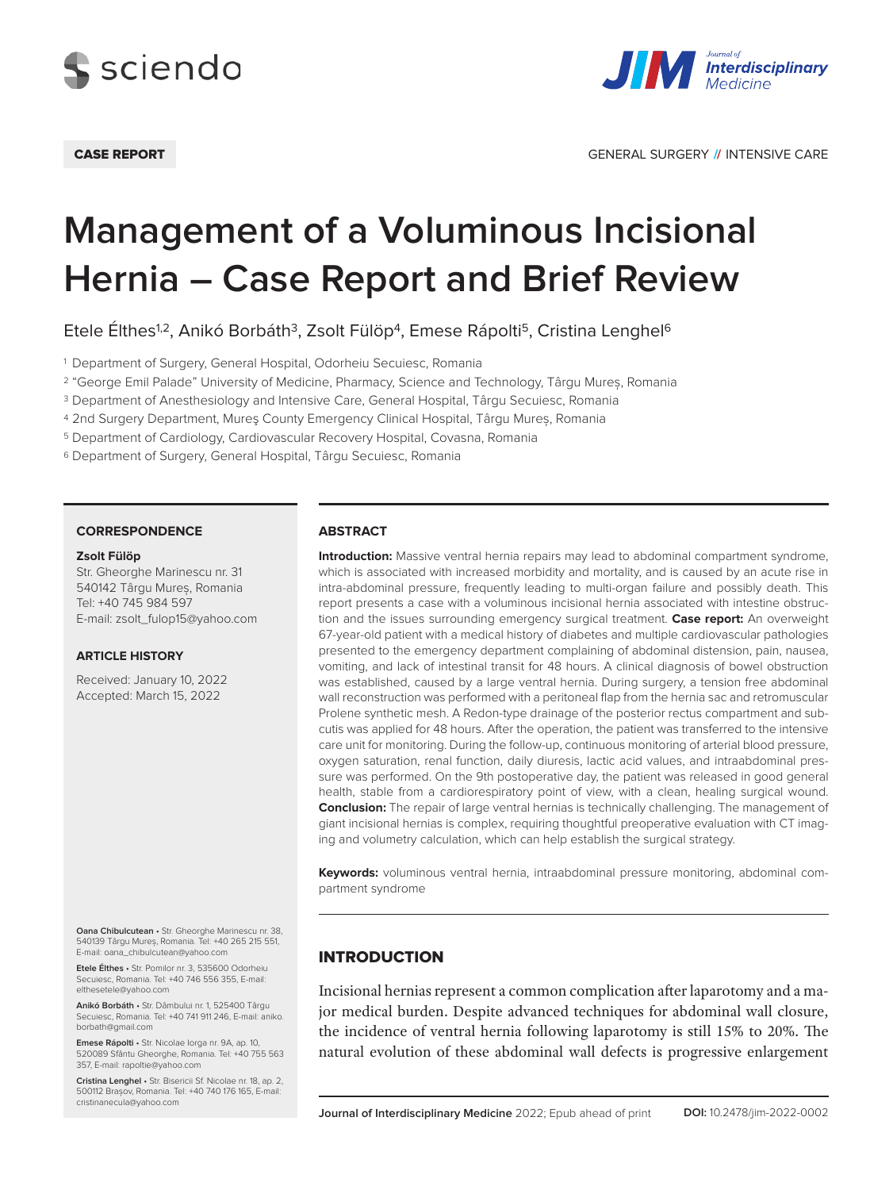CASE REPORT

GENERAL SURGERY // INTENSIVE CARE

# Management of a Voluminous Incisional Hernia – Case Report and Brief Review

Etele Élthes[1,2], Anikó Borbáth[3], Zsolt Fülöp[4], Emese Rápolti[5], Cristina Lenghel[6]

[1] Department of Surgery, General Hospital, Odorheiu Secuiesc, Romania
[2] "George Emil Palade" University of Medicine, Pharmacy, Science and Technology, Târgu Mureș, Romania
[3] Department of Anesthesiology and Intensive Care, General Hospital, Târgu Secuiesc, Romania
[4] 2nd Surgery Department, Mureş County Emergency Clinical Hospital, Târgu Mureș, Romania
[5] Department of Cardiology, Cardiovascular Recovery Hospital, Covasna, Romania
[6] Department of Surgery, General Hospital, Târgu Secuiesc, Romania

## ABSTRACT

**Introduction:** Massive ventral hernia repairs may lead to abdominal compartment syndrome, which is associated with increased morbidity and mortality, and is caused by an acute rise in intra-abdominal pressure, frequently leading to multi-organ failure and possibly death. This report presents a case with a voluminous incisional hernia associated with intestine obstruction and the issues surrounding emergency surgical treatment. **Case report:** An overweight 67-year-old patient with a medical history of diabetes and multiple cardiovascular pathologies presented to the emergency department complaining of abdominal distension, pain, nausea, vomiting, and lack of intestinal transit for 48 hours. A clinical diagnosis of bowel obstruction was established, caused by a large ventral hernia. During surgery, a tension free abdominal wall reconstruction was performed with a peritoneal flap from the hernia sac and retromuscular Prolene synthetic mesh. A Redon-type drainage of the posterior rectus compartment and subcutis was applied for 48 hours. After the operation, the patient was transferred to the intensive care unit for monitoring. During the follow-up, continuous monitoring of arterial blood pressure, oxygen saturation, renal function, daily diuresis, lactic acid values, and intraabdominal pressure was performed. On the 9th postoperative day, the patient was released in good general health, stable from a cardiorespiratory point of view, with a clean, healing surgical wound. **Conclusion:** The repair of large ventral hernias is technically challenging. The management of giant incisional hernias is complex, requiring thoughtful preoperative evaluation with CT imaging and volumetry calculation, which can help establish the surgical strategy.

**Keywords:** voluminous ventral hernia, intraabdominal pressure monitoring, abdominal compartment syndrome

### CORRESPONDENCE

**Zsolt Fülöp**
Str. Gheorghe Marinescu nr. 31
540142 Târgu Mureș, Romania
Tel: +40 745 984 597
E-mail: zsolt_fulop15@yahoo.com

### ARTICLE HISTORY

Received: January 10, 2022
Accepted: March 15, 2022

**Oana Chibulcutean** • Str. Gheorghe Marinescu nr. 38, 540139 Târgu Mureș, Romania. Tel: +40 265 215 551, E-mail: oana_chibulcutean@yahoo.com

**Etele Élthes** • Str. Pomilor nr. 3, 535600 Odorheiu Secuiesc, Romania. Tel: +40 746 556 355, E-mail: elthesetele@yahoo.com

**Anikó Borbáth** • Str. Dâmbului nr. 1, 525400 Târgu Secuiesc, Romania. Tel: +40 741 911 246, E-mail: aniko.borbath@gmail.com

**Emese Rápolti** • Str. Nicolae Iorga nr. 9A, ap. 10, 520089 Sfântu Gheorghe, Romania. Tel: +40 755 563 357, E-mail: rapoltie@yahoo.com

**Cristina Lenghel** • Str. Bisericii Sf. Nicolae nr. 18, ap. 2, 500112 Brașov, Romania. Tel: +40 740 176 165, E-mail: cristinanecula@yahoo.com

## INTRODUCTION

Incisional hernias represent a common complication after laparotomy and a major medical burden. Despite advanced techniques for abdominal wall closure, the incidence of ventral hernia following laparotomy is still 15% to 20%. The natural evolution of these abdominal wall defects is progressive enlargement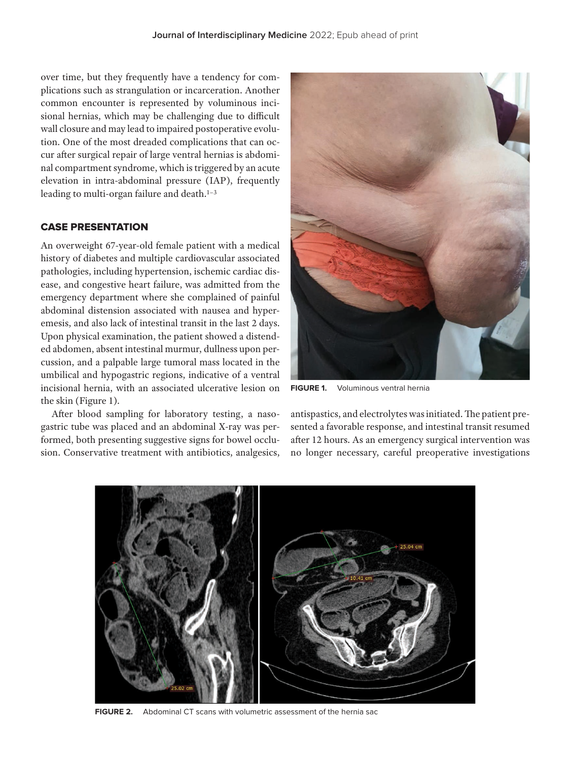over time, but they frequently have a tendency for complications such as strangulation or incarceration. Another common encounter is represented by voluminous incisional hernias, which may be challenging due to difficult wall closure and may lead to impaired postoperative evolution. One of the most dreaded complications that can occur after surgical repair of large ventral hernias is abdominal compartment syndrome, which is triggered by an acute elevation in intra-abdominal pressure (IAP), frequently leading to multi-organ failure and death.[1–3]

## CASE PRESENTATION

An overweight 67-year-old female patient with a medical history of diabetes and multiple cardiovascular associated pathologies, including hypertension, ischemic cardiac disease, and congestive heart failure, was admitted from the emergency department where she complained of painful abdominal distension associated with nausea and hyperemesis, and also lack of intestinal transit in the last 2 days. Upon physical examination, the patient showed a distended abdomen, absent intestinal murmur, dullness upon percussion, and a palpable large tumoral mass located in the umbilical and hypogastric regions, indicative of a ventral incisional hernia, with an associated ulcerative lesion on the skin (Figure 1).

**FIGURE 1.** Voluminous ventral hernia

After blood sampling for laboratory testing, a nasogastric tube was placed and an abdominal X-ray was performed, both presenting suggestive signs for bowel occlusion. Conservative treatment with antibiotics, analgesics, antispastics, and electrolytes was initiated. The patient presented a favorable response, and intestinal transit resumed after 12 hours. As an emergency surgical intervention was no longer necessary, careful preoperative investigations

**FIGURE 2.** Abdominal CT scans with volumetric assessment of the hernia sac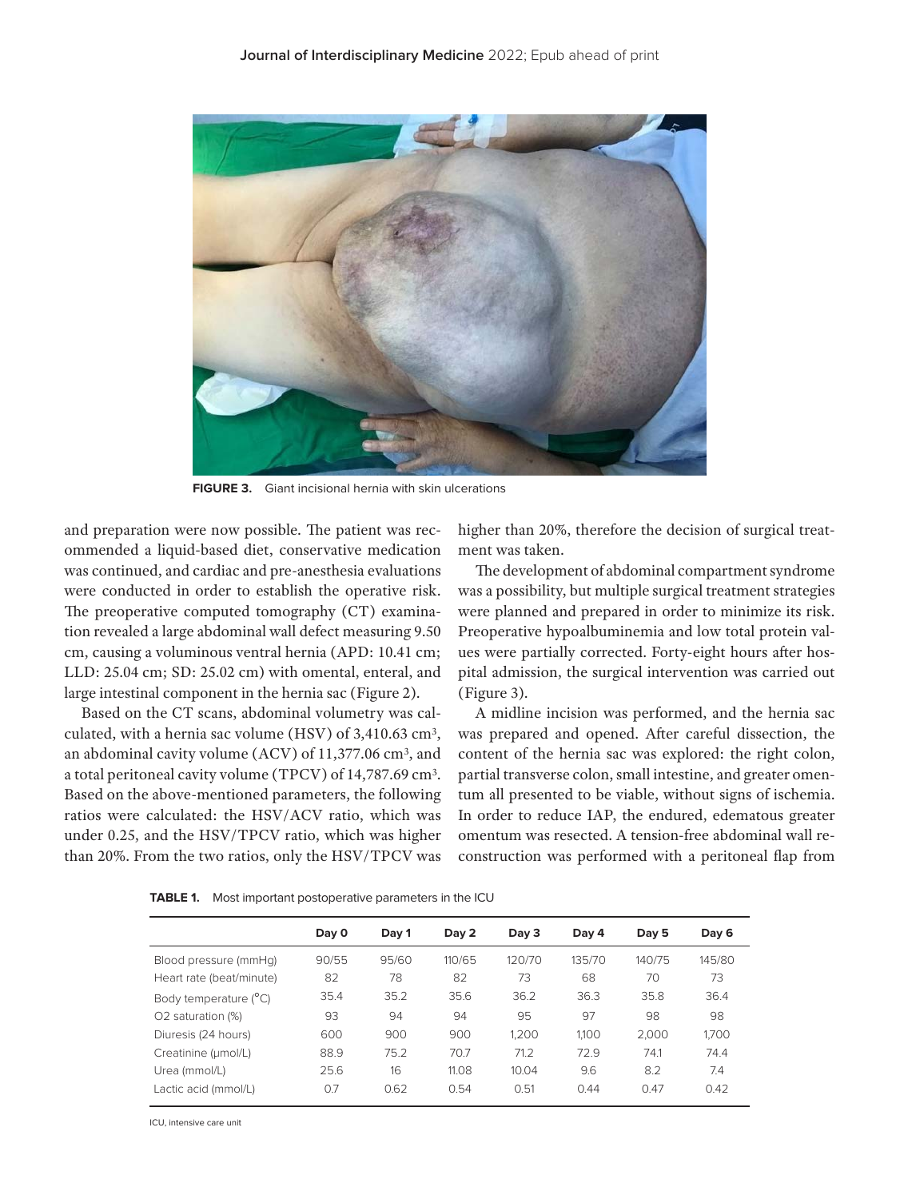FIGURE 3. Giant incisional hernia with skin ulcerations

and preparation were now possible. The patient was recommended a liquid-based diet, conservative medication was continued, and cardiac and pre-anesthesia evaluations were conducted in order to establish the operative risk. The preoperative computed tomography (CT) examination revealed a large abdominal wall defect measuring 9.50 cm, causing a voluminous ventral hernia (APD: 10.41 cm; LLD: 25.04 cm; SD: 25.02 cm) with omental, enteral, and large intestinal component in the hernia sac (Figure 2).

Based on the CT scans, abdominal volumetry was calculated, with a hernia sac volume (HSV) of 3,410.63 cm$^3$, an abdominal cavity volume (ACV) of 11,377.06 cm$^3$, and a total peritoneal cavity volume (TPCV) of 14,787.69 cm$^3$. Based on the above-mentioned parameters, the following ratios were calculated: the HSV/ACV ratio, which was under 0.25, and the HSV/TPCV ratio, which was higher than 20%. From the two ratios, only the HSV/TPCV was higher than 20%, therefore the decision of surgical treatment was taken.

The development of abdominal compartment syndrome was a possibility, but multiple surgical treatment strategies were planned and prepared in order to minimize its risk. Preoperative hypoalbuminemia and low total protein values were partially corrected. Forty-eight hours after hospital admission, the surgical intervention was carried out (Figure 3).

A midline incision was performed, and the hernia sac was prepared and opened. After careful dissection, the content of the hernia sac was explored: the right colon, partial transverse colon, small intestine, and greater omentum all presented to be viable, without signs of ischemia. In order to reduce IAP, the endured, edematous greater omentum was resected. A tension-free abdominal wall reconstruction was performed with a peritoneal flap from

**TABLE 1.** Most important postoperative parameters in the ICU

| | Day 0 | Day 1 | Day 2 | Day 3 | Day 4 | Day 5 | Day 6 |
|---|---|---|---|---|---|---|---|
| Blood pressure (mmHg) | 90/55 | 95/60 | 110/65 | 120/70 | 135/70 | 140/75 | 145/80 |
| Heart rate (beat/minute) | 82 | 78 | 82 | 73 | 68 | 70 | 73 |
| Body temperature (°C) | 35.4 | 35.2 | 35.6 | 36.2 | 36.3 | 35.8 | 36.4 |
| O2 saturation (%) | 93 | 94 | 94 | 95 | 97 | 98 | 98 |
| Diuresis (24 hours) | 600 | 900 | 900 | 1,200 | 1,100 | 2,000 | 1,700 |
| Creatinine (μmol/L) | 88.9 | 75.2 | 70.7 | 71.2 | 72.9 | 74.1 | 74.4 |
| Urea (mmol/L) | 25.6 | 16 | 11.08 | 10.04 | 9.6 | 8.2 | 7.4 |
| Lactic acid (mmol/L) | 0.7 | 0.62 | 0.54 | 0.51 | 0.44 | 0.47 | 0.42 |

ICU, intensive care unit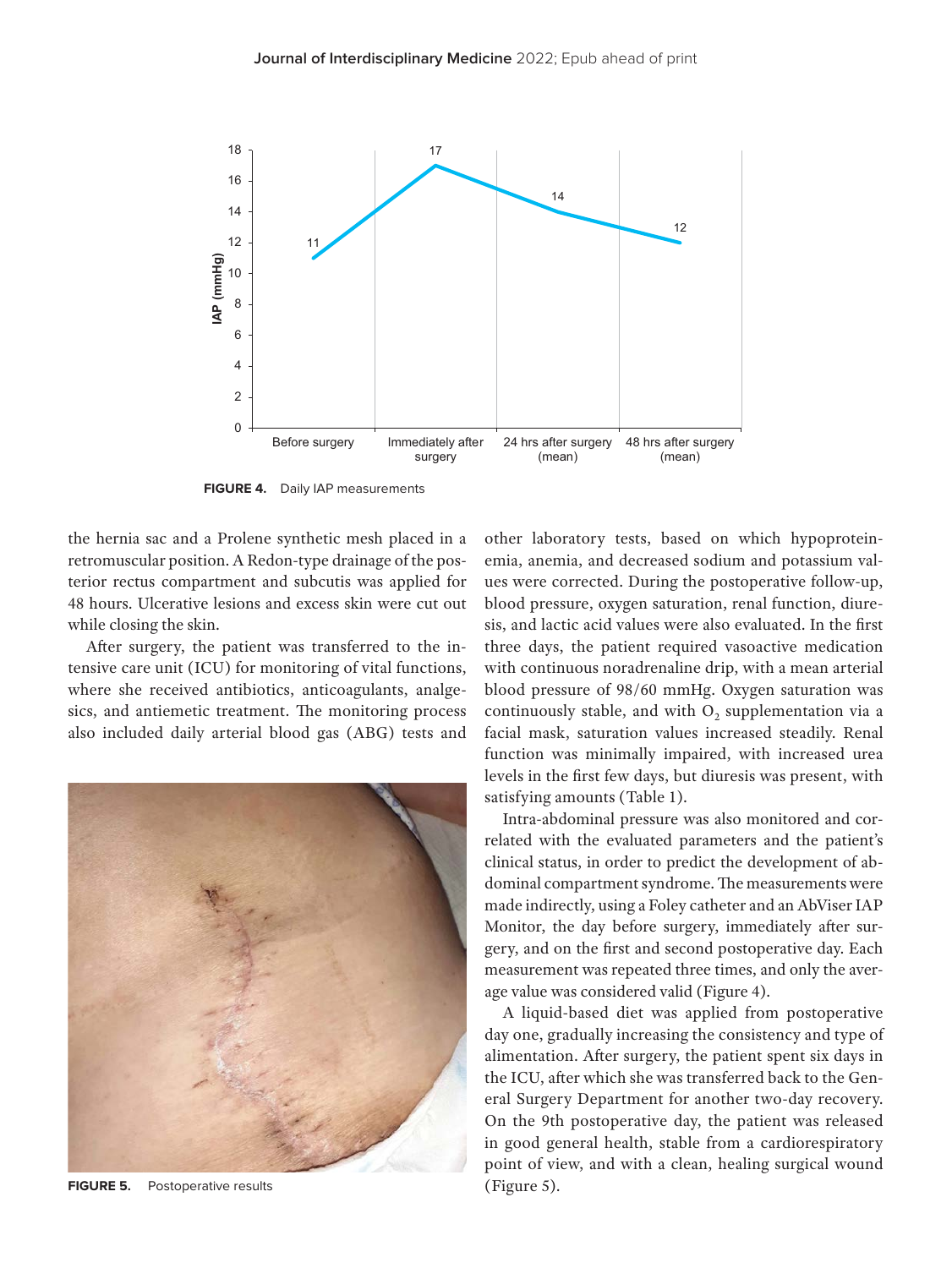FIGURE 4. Daily IAP measurements

the hernia sac and a Prolene synthetic mesh placed in a retromuscular position. A Redon-type drainage of the posterior rectus compartment and subcutis was applied for 48 hours. Ulcerative lesions and excess skin were cut out while closing the skin.

After surgery, the patient was transferred to the intensive care unit (ICU) for monitoring of vital functions, where she received antibiotics, anticoagulants, analgesics, and antiemetic treatment. The monitoring process also included daily arterial blood gas (ABG) tests and other laboratory tests, based on which hypoproteinemia, anemia, and decreased sodium and potassium values were corrected. During the postoperative follow-up, blood pressure, oxygen saturation, renal function, diuresis, and lactic acid values were also evaluated. In the first three days, the patient required vasoactive medication with continuous noradrenaline drip, with a mean arterial blood pressure of 98/60 mmHg. Oxygen saturation was continuously stable, and with $O_2$ supplementation via a facial mask, saturation values increased steadily. Renal function was minimally impaired, with increased urea levels in the first few days, but diuresis was present, with satisfying amounts (Table 1).

Intra-abdominal pressure was also monitored and correlated with the evaluated parameters and the patient's clinical status, in order to predict the development of abdominal compartment syndrome. The measurements were made indirectly, using a Foley catheter and an AbViser IAP Monitor, the day before surgery, immediately after surgery, and on the first and second postoperative day. Each measurement was repeated three times, and only the average value was considered valid (Figure 4).

A liquid-based diet was applied from postoperative day one, gradually increasing the consistency and type of alimentation. After surgery, the patient spent six days in the ICU, after which she was transferred back to the General Surgery Department for another two-day recovery. On the 9th postoperative day, the patient was released in good general health, stable from a cardiorespiratory point of view, and with a clean, healing surgical wound (Figure 5).

FIGURE 5. Postoperative results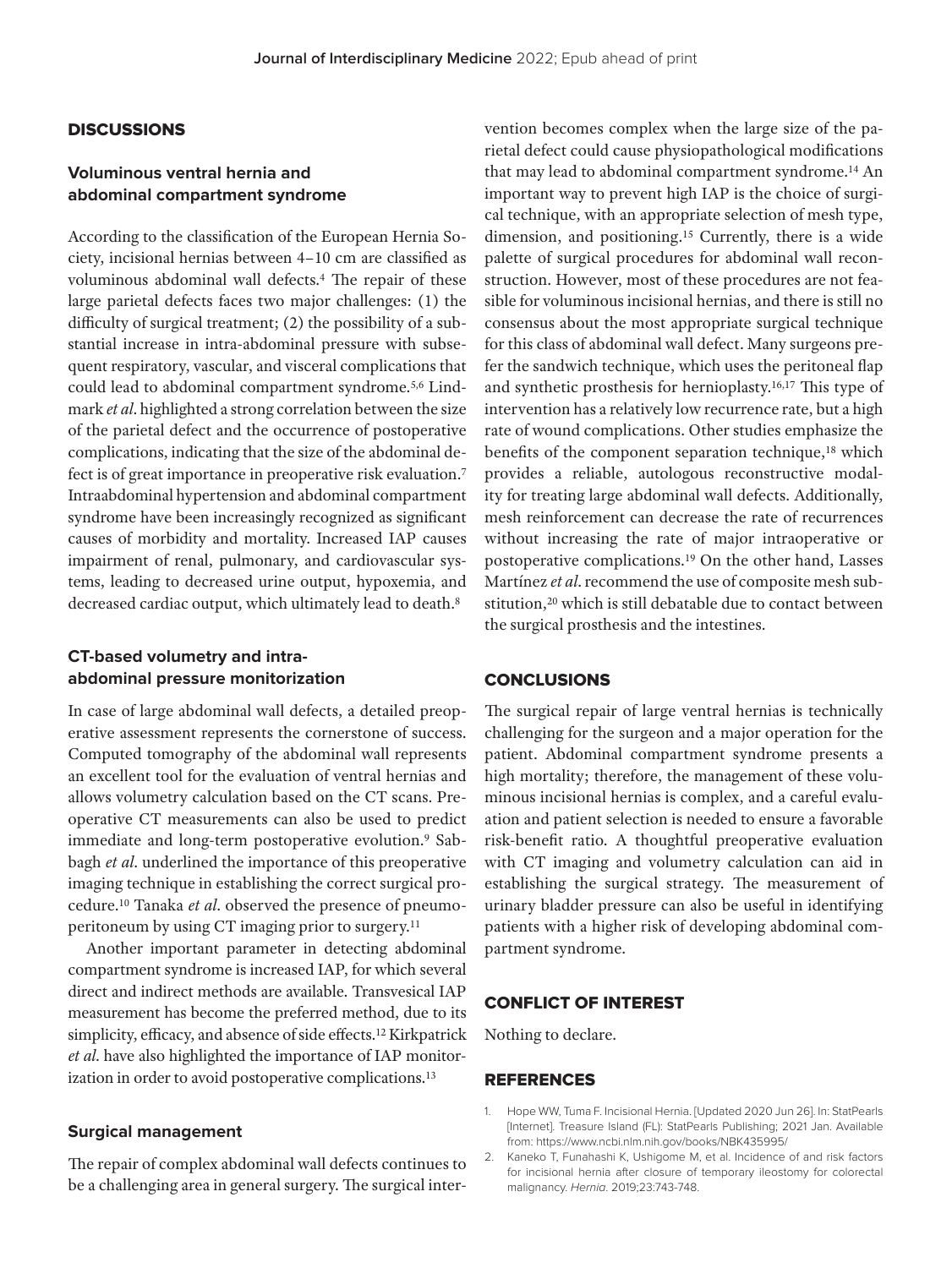## DISCUSSIONS

### Voluminous ventral hernia and abdominal compartment syndrome

According to the classification of the European Hernia Society, incisional hernias between 4–10 cm are classified as voluminous abdominal wall defects.[4] The repair of these large parietal defects faces two major challenges: (1) the difficulty of surgical treatment; (2) the possibility of a substantial increase in intra-abdominal pressure with subsequent respiratory, vascular, and visceral complications that could lead to abdominal compartment syndrome.[5,6] Lindmark *et al*. highlighted a strong correlation between the size of the parietal defect and the occurrence of postoperative complications, indicating that the size of the abdominal defect is of great importance in preoperative risk evaluation.[7] Intraabdominal hypertension and abdominal compartment syndrome have been increasingly recognized as significant causes of morbidity and mortality. Increased IAP causes impairment of renal, pulmonary, and cardiovascular systems, leading to decreased urine output, hypoxemia, and decreased cardiac output, which ultimately lead to death.[8]

### CT-based volumetry and intra-abdominal pressure monitorization

In case of large abdominal wall defects, a detailed preoperative assessment represents the cornerstone of success. Computed tomography of the abdominal wall represents an excellent tool for the evaluation of ventral hernias and allows volumetry calculation based on the CT scans. Preoperative CT measurements can also be used to predict immediate and long-term postoperative evolution.[9] Sabbagh *et al*. underlined the importance of this preoperative imaging technique in establishing the correct surgical procedure.[10] Tanaka *et al*. observed the presence of pneumoperitoneum by using CT imaging prior to surgery.[11]

Another important parameter in detecting abdominal compartment syndrome is increased IAP, for which several direct and indirect methods are available. Transvesical IAP measurement has become the preferred method, due to its simplicity, efficacy, and absence of side effects.[12] Kirkpatrick *et al*. have also highlighted the importance of IAP monitorization in order to avoid postoperative complications.[13]

### Surgical management

The repair of complex abdominal wall defects continues to be a challenging area in general surgery. The surgical intervention becomes complex when the large size of the parietal defect could cause physiopathological modifications that may lead to abdominal compartment syndrome.[14] An important way to prevent high IAP is the choice of surgical technique, with an appropriate selection of mesh type, dimension, and positioning.[15] Currently, there is a wide palette of surgical procedures for abdominal wall reconstruction. However, most of these procedures are not feasible for voluminous incisional hernias, and there is still no consensus about the most appropriate surgical technique for this class of abdominal wall defect. Many surgeons prefer the sandwich technique, which uses the peritoneal flap and synthetic prosthesis for hernioplasty.[16,17] This type of intervention has a relatively low recurrence rate, but a high rate of wound complications. Other studies emphasize the benefits of the component separation technique,[18] which provides a reliable, autologous reconstructive modality for treating large abdominal wall defects. Additionally, mesh reinforcement can decrease the rate of recurrences without increasing the rate of major intraoperative or postoperative complications.[19] On the other hand, Lasses Martínez *et al*. recommend the use of composite mesh substitution,[20] which is still debatable due to contact between the surgical prosthesis and the intestines.

## CONCLUSIONS

The surgical repair of large ventral hernias is technically challenging for the surgeon and a major operation for the patient. Abdominal compartment syndrome presents a high mortality; therefore, the management of these voluminous incisional hernias is complex, and a careful evaluation and patient selection is needed to ensure a favorable risk-benefit ratio. A thoughtful preoperative evaluation with CT imaging and volumetry calculation can aid in establishing the surgical strategy. The measurement of urinary bladder pressure can also be useful in identifying patients with a higher risk of developing abdominal compartment syndrome.

## CONFLICT OF INTEREST

Nothing to declare.

## REFERENCES

1. Hope WW, Tuma F. Incisional Hernia. [Updated 2020 Jun 26]. In: StatPearls [Internet]. Treasure Island (FL): StatPearls Publishing; 2021 Jan. Available from: https://www.ncbi.nlm.nih.gov/books/NBK435995/
2. Kaneko T, Funahashi K, Ushigome M, et al. Incidence of and risk factors for incisional hernia after closure of temporary ileostomy for colorectal malignancy. *Hernia.* 2019;23:743-748.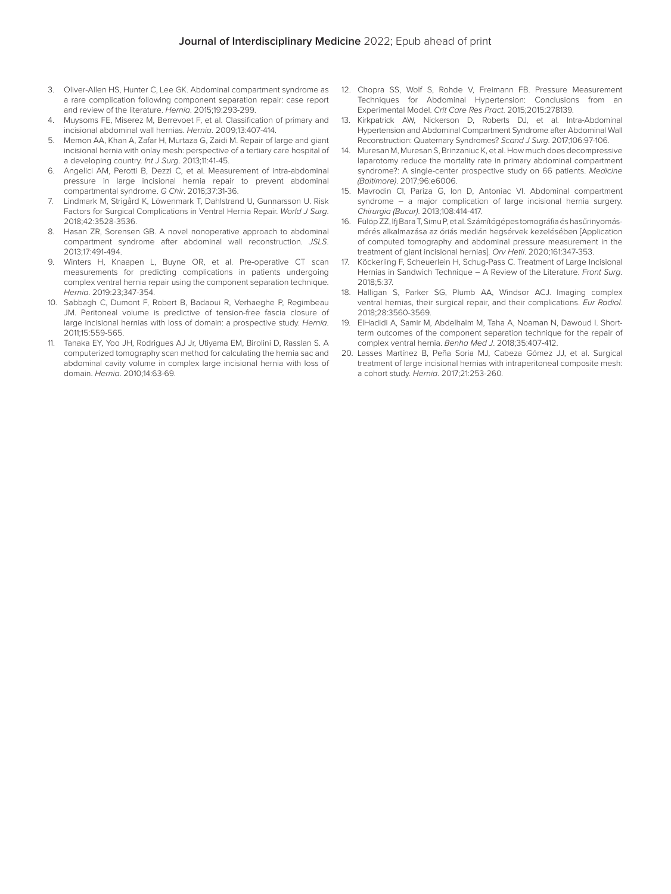3. Oliver-Allen HS, Hunter C, Lee GK. Abdominal compartment syndrome as a rare complication following component separation repair: case report and review of the literature. *Hernia*. 2015;19:293-299.
4. Muysoms FE, Miserez M, Berrevoet F, et al. Classification of primary and incisional abdominal wall hernias. *Hernia*. 2009;13:407-414.
5. Memon AA, Khan A, Zafar H, Murtaza G, Zaidi M. Repair of large and giant incisional hernia with onlay mesh: perspective of a tertiary care hospital of a developing country. *Int J Surg*. 2013;11:41-45.
6. Angelici AM, Perotti B, Dezzi C, et al. Measurement of intra-abdominal pressure in large incisional hernia repair to prevent abdominal compartmental syndrome. *G Chir*. 2016;37:31-36.
7. Lindmark M, Strigård K, Löwenmark T, Dahlstrand U, Gunnarsson U. Risk Factors for Surgical Complications in Ventral Hernia Repair. *World J Surg*. 2018;42:3528-3536.
8. Hasan ZR, Sorensen GB. A novel nonoperative approach to abdominal compartment syndrome after abdominal wall reconstruction. *JSLS*. 2013;17:491-494.
9. Winters H, Knaapen L, Buyne OR, et al. Pre-operative CT scan measurements for predicting complications in patients undergoing complex ventral hernia repair using the component separation technique. *Hernia*. 2019:23;347-354.
10. Sabbagh C, Dumont F, Robert B, Badaoui R, Verhaeghe P, Regimbeau JM. Peritoneal volume is predictive of tension-free fascia closure of large incisional hernias with loss of domain: a prospective study. *Hernia*. 2011;15:559-565.
11. Tanaka EY, Yoo JH, Rodrigues AJ Jr, Utiyama EM, Birolini D, Rasslan S. A computerized tomography scan method for calculating the hernia sac and abdominal cavity volume in complex large incisional hernia with loss of domain. *Hernia*. 2010;14:63-69.
12. Chopra SS, Wolf S, Rohde V, Freimann FB. Pressure Measurement Techniques for Abdominal Hypertension: Conclusions from an Experimental Model. *Crit Care Res Pract*. 2015;2015:278139.
13. Kirkpatrick AW, Nickerson D, Roberts DJ, et al. Intra-Abdominal Hypertension and Abdominal Compartment Syndrome after Abdominal Wall Reconstruction: Quaternary Syndromes? *Scand J Surg*. 2017;106:97-106.
14. Muresan M, Muresan S, Brinzaniuc K, et al. How much does decompressive laparotomy reduce the mortality rate in primary abdominal compartment syndrome?: A single-center prospective study on 66 patients. *Medicine (Baltimore)*. 2017;96:e6006.
15. Mavrodin CI, Pariza G, Ion D, Antoniac VI. Abdominal compartment syndrome – a major complication of large incisional hernia surgery. *Chirurgia (Bucur)*. 2013;108:414-417.
16. Fülöp ZZ, Ifj Bara T, Simu P, et al. Számítógépes tomográfia és hasűrinyomás-mérés alkalmazása az óriás medián hegsérvek kezelésében [Application of computed tomography and abdominal pressure measurement in the treatment of giant incisional hernias]. *Orv Hetil*. 2020;161:347-353.
17. Köckerling F, Scheuerlein H, Schug-Pass C. Treatment of Large Incisional Hernias in Sandwich Technique – A Review of the Literature. *Front Surg*. 2018;5:37.
18. Halligan S, Parker SG, Plumb AA, Windsor ACJ. Imaging complex ventral hernias, their surgical repair, and their complications. *Eur Radiol*. 2018;28:3560-3569.
19. ElHadidi A, Samir M, Abdelhalm M, Taha A, Noaman N, Dawoud I. Short-term outcomes of the component separation technique for the repair of complex ventral hernia. *Benha Med J*. 2018;35:407-412.
20. Lasses Martínez B, Peña Soria MJ, Cabeza Gómez JJ, et al. Surgical treatment of large incisional hernias with intraperitoneal composite mesh: a cohort study. *Hernia*. 2017;21:253-260.